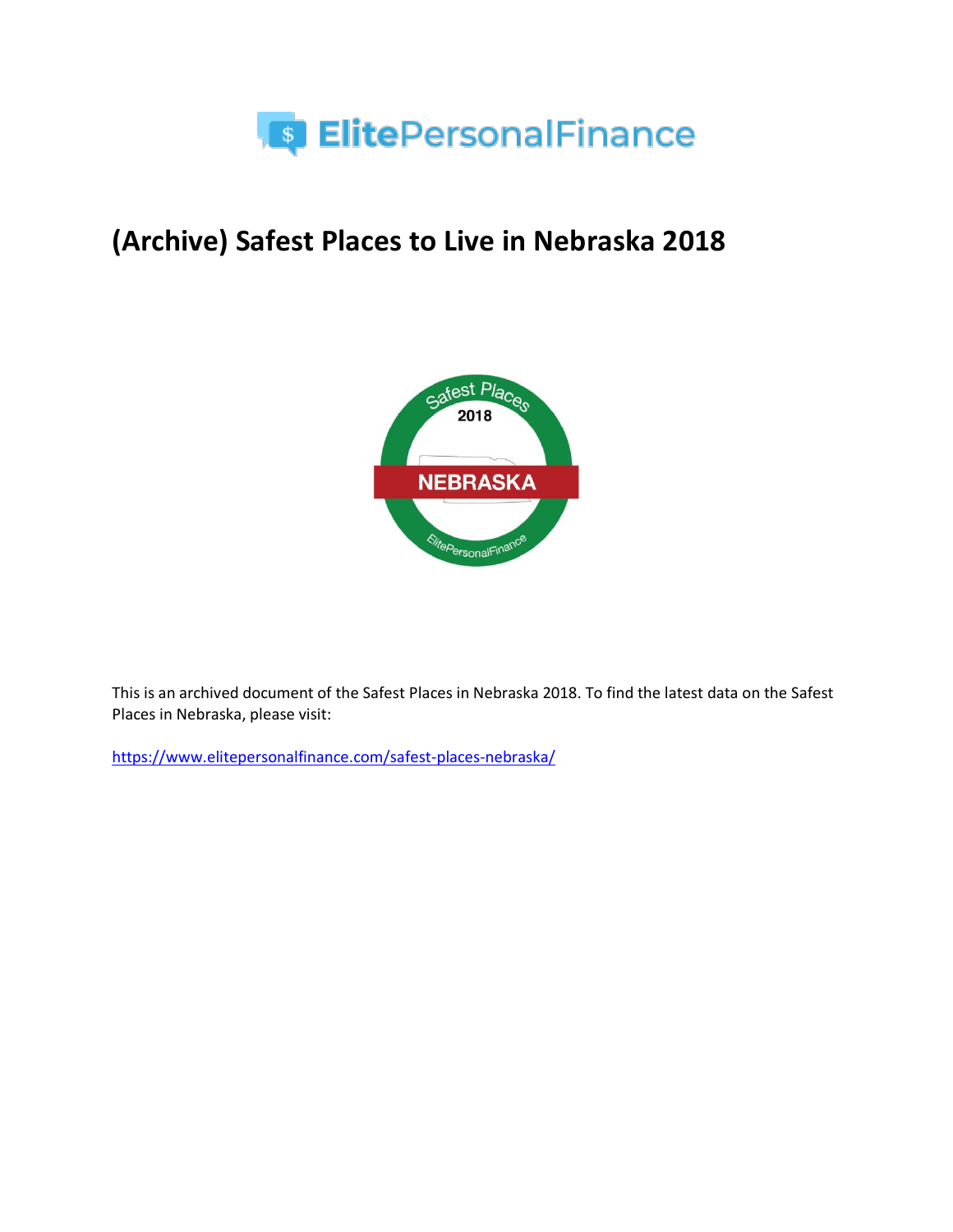# (Archive) Safest Places to Live in Nebraska 2018

This is an archived document of the Safest Places in Nebraska 2018. To find the latest data on the Safest Places in Nebraska, please visit:

https://www.elitepersonalfinance.com/safest-places-nebraska/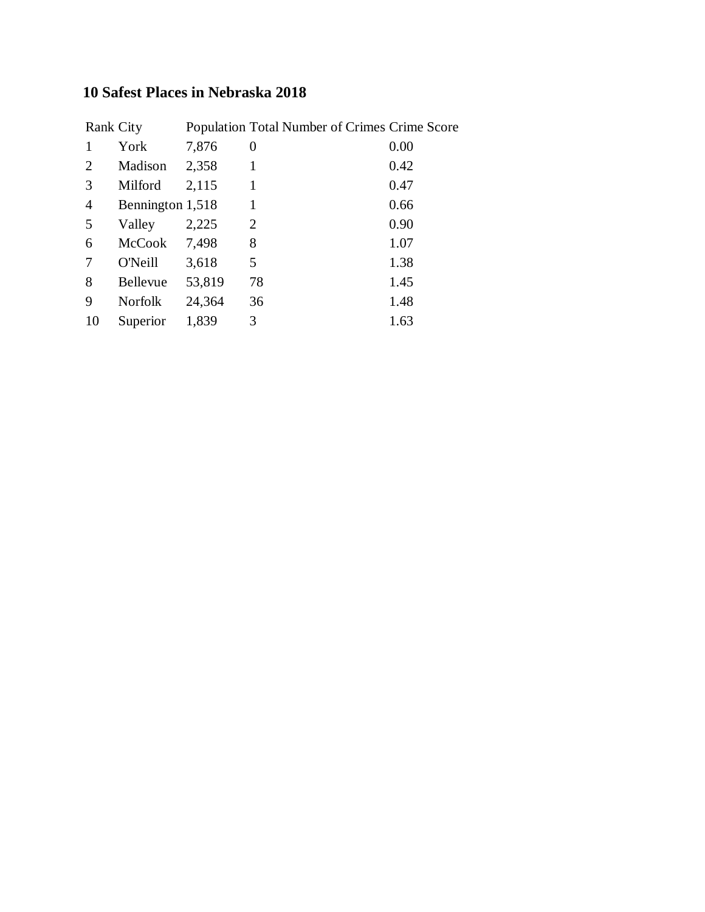## 10 Safest Places in Nebraska 2018

| Rank | City | Population | Total Number of Crimes | Crime Score |
|---|---|---|---|---|
| 1 | York | 7,876 | 0 | 0.00 |
| 2 | Madison | 2,358 | 1 | 0.42 |
| 3 | Milford | 2,115 | 1 | 0.47 |
| 4 | Bennington | 1,518 | 1 | 0.66 |
| 5 | Valley | 2,225 | 2 | 0.90 |
| 6 | McCook | 7,498 | 8 | 1.07 |
| 7 | O'Neill | 3,618 | 5 | 1.38 |
| 8 | Bellevue | 53,819 | 78 | 1.45 |
| 9 | Norfolk | 24,364 | 36 | 1.48 |
| 10 | Superior | 1,839 | 3 | 1.63 |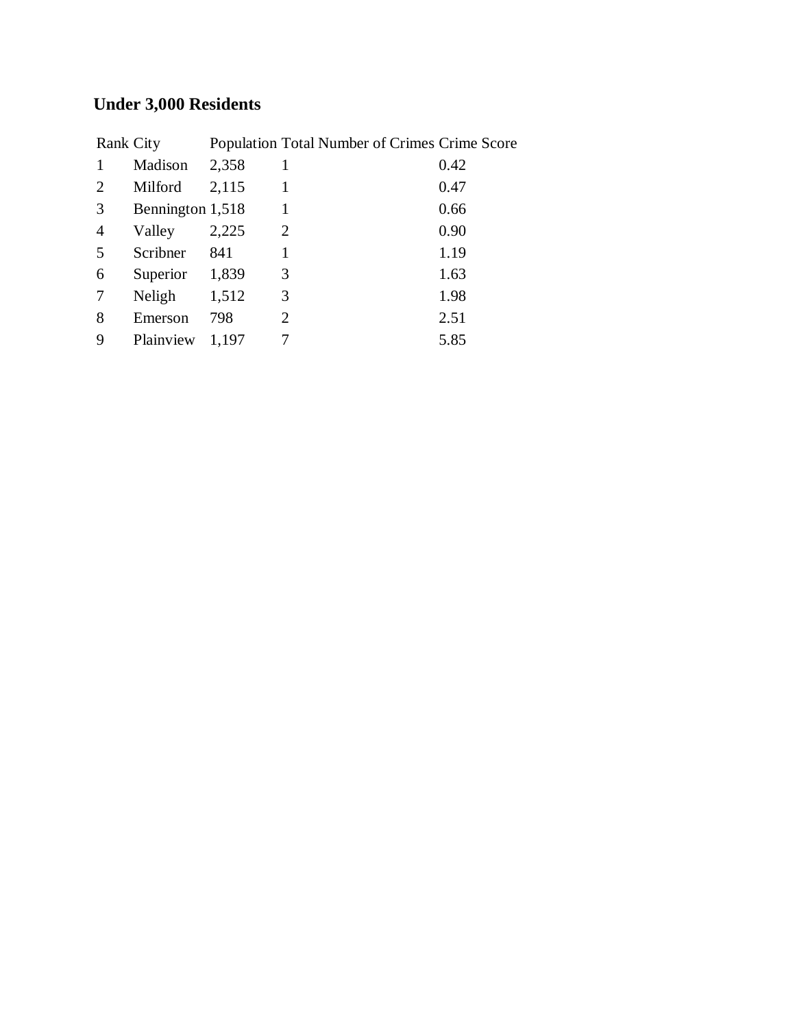## Under 3,000 Residents

| Rank | City | Population | Total Number of Crimes | Crime Score |
| --- | --- | --- | --- | --- |
| 1 | Madison | 2,358 | 1 | 0.42 |
| 2 | Milford | 2,115 | 1 | 0.47 |
| 3 | Bennington | 1,518 | 1 | 0.66 |
| 4 | Valley | 2,225 | 2 | 0.90 |
| 5 | Scribner | 841 | 1 | 1.19 |
| 6 | Superior | 1,839 | 3 | 1.63 |
| 7 | Neligh | 1,512 | 3 | 1.98 |
| 8 | Emerson | 798 | 2 | 2.51 |
| 9 | Plainview | 1,197 | 7 | 5.85 |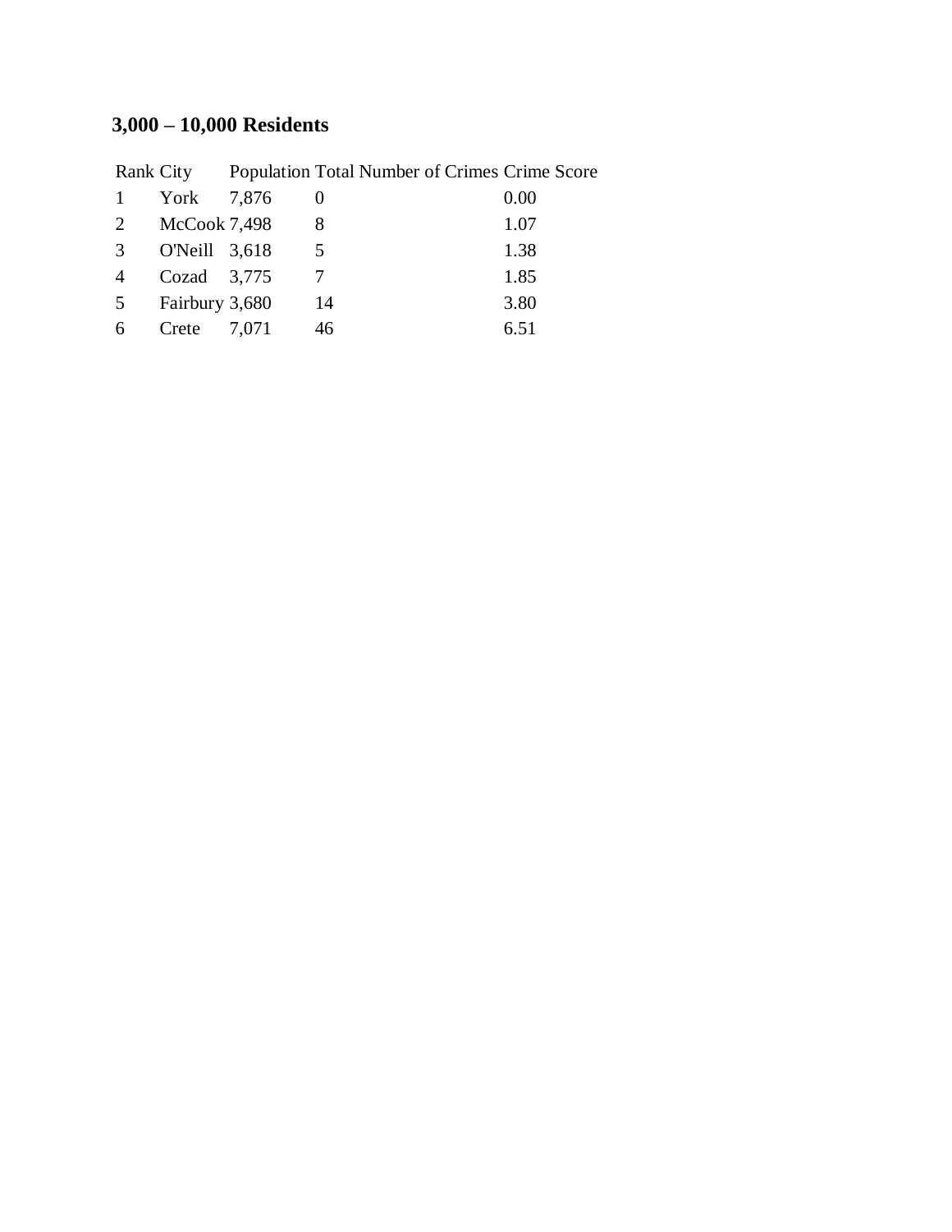### 3,000 – 10,000 Residents

| Rank | City | Population | Total Number of Crimes | Crime Score |
|---|---|---|---|---|
| 1 | York | 7,876 | 0 | 0.00 |
| 2 | McCook | 7,498 | 8 | 1.07 |
| 3 | O'Neill | 3,618 | 5 | 1.38 |
| 4 | Cozad | 3,775 | 7 | 1.85 |
| 5 | Fairbury | 3,680 | 14 | 3.80 |
| 6 | Crete | 7,071 | 46 | 6.51 |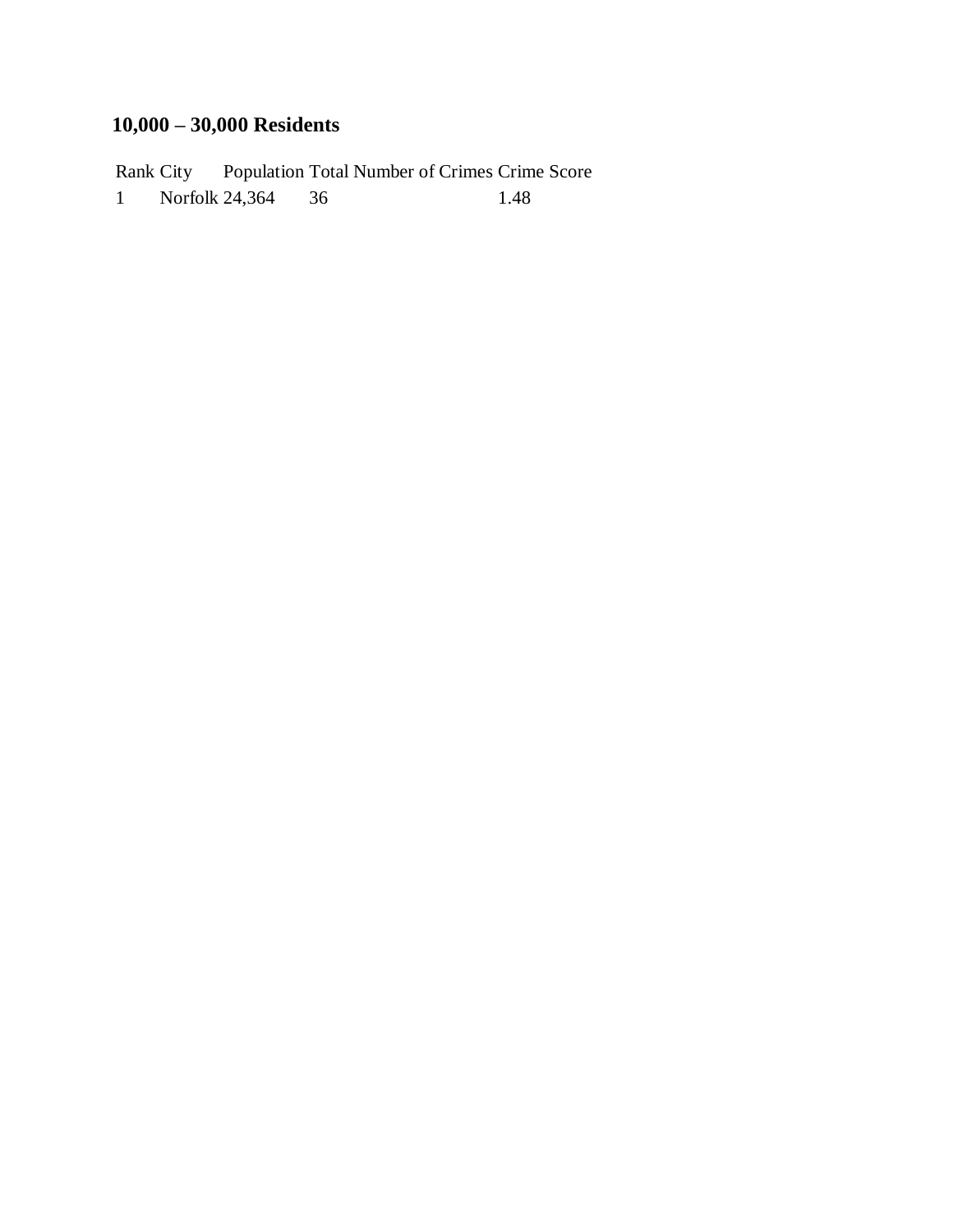## 10,000 – 30,000 Residents

| Rank | City | Population | Total Number of Crimes | Crime Score |
|---|---|---|---|---|
| 1 | Norfolk | 24,364 | 36 | 1.48 |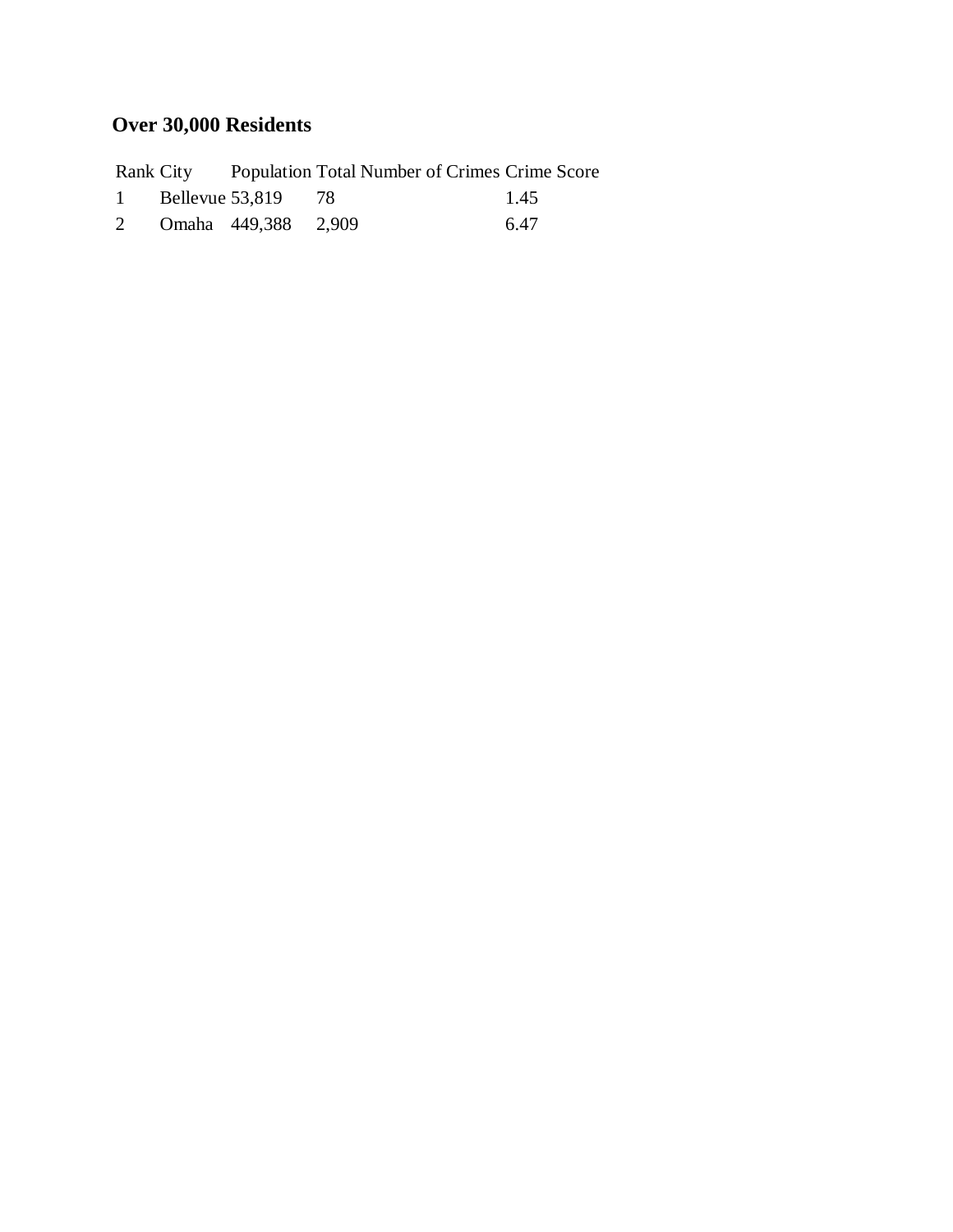## Over 30,000 Residents

| Rank | City | Population | Total Number of Crimes | Crime Score |
|---|---|---|---|---|
| 1 | Bellevue | 53,819 | 78 | 1.45 |
| 2 | Omaha | 449,388 | 2,909 | 6.47 |